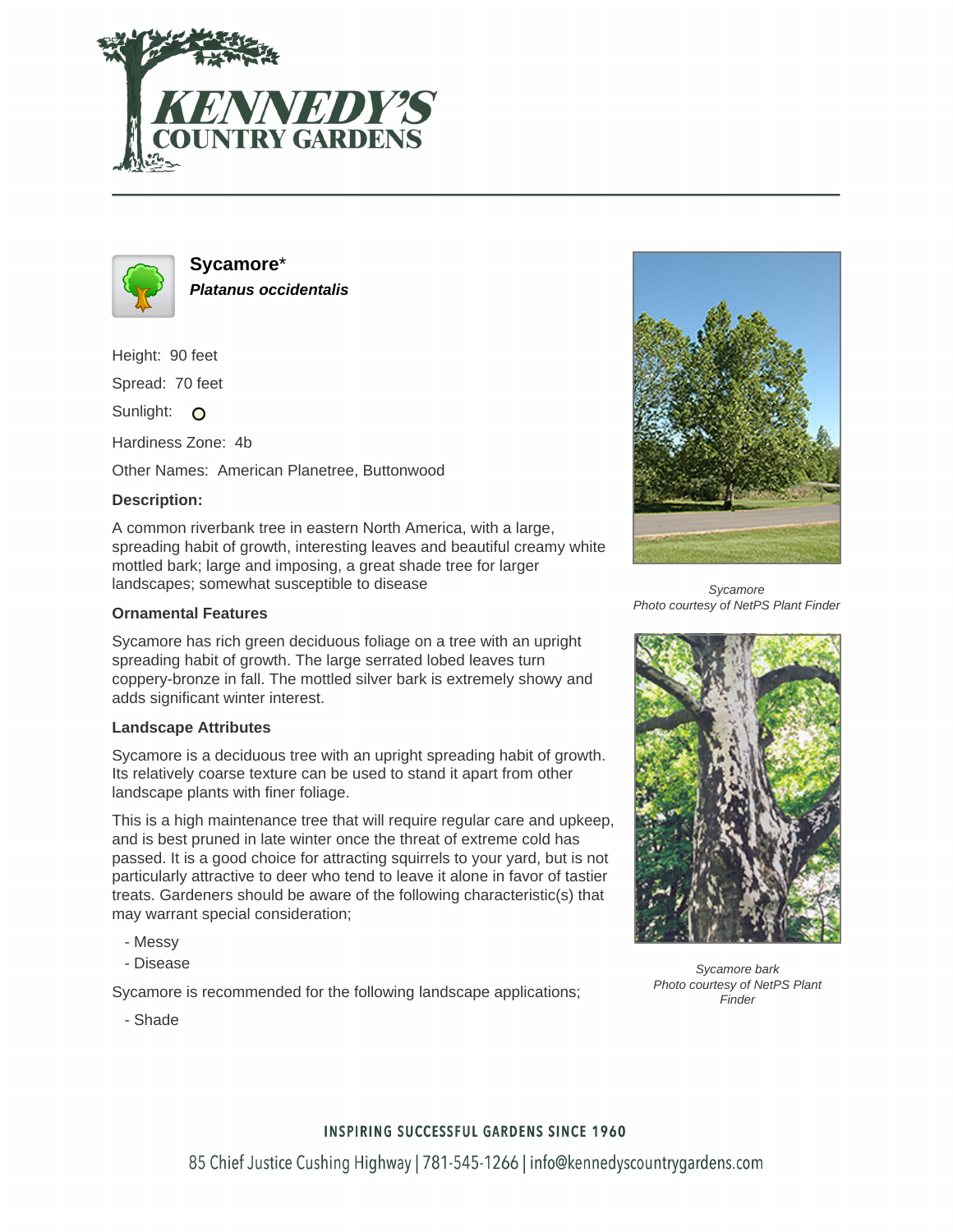# Sycamore*

***Platanus occidentalis***

Height: 90 feet

Spread: 70 feet

Sunlight: O

Hardiness Zone: 4b

Other Names: American Planetree, Buttonwood

**Description:**

A common riverbank tree in eastern North America, with a large, spreading habit of growth, interesting leaves and beautiful creamy white mottled bark; large and imposing, a great shade tree for larger landscapes; somewhat susceptible to disease

### Ornamental Features

Sycamore has rich green deciduous foliage on a tree with an upright spreading habit of growth. The large serrated lobed leaves turn coppery-bronze in fall. The mottled silver bark is extremely showy and adds significant winter interest.

### Landscape Attributes

Sycamore is a deciduous tree with an upright spreading habit of growth. Its relatively coarse texture can be used to stand it apart from other landscape plants with finer foliage.

This is a high maintenance tree that will require regular care and upkeep, and is best pruned in late winter once the threat of extreme cold has passed. It is a good choice for attracting squirrels to your yard, but is not particularly attractive to deer who tend to leave it alone in favor of tastier treats. Gardeners should be aware of the following characteristic(s) that may warrant special consideration;

- Messy
- Disease

Sycamore is recommended for the following landscape applications;

- Shade

*Sycamore*
*Photo courtesy of NetPS Plant Finder*

*Sycamore bark*
*Photo courtesy of NetPS Plant Finder*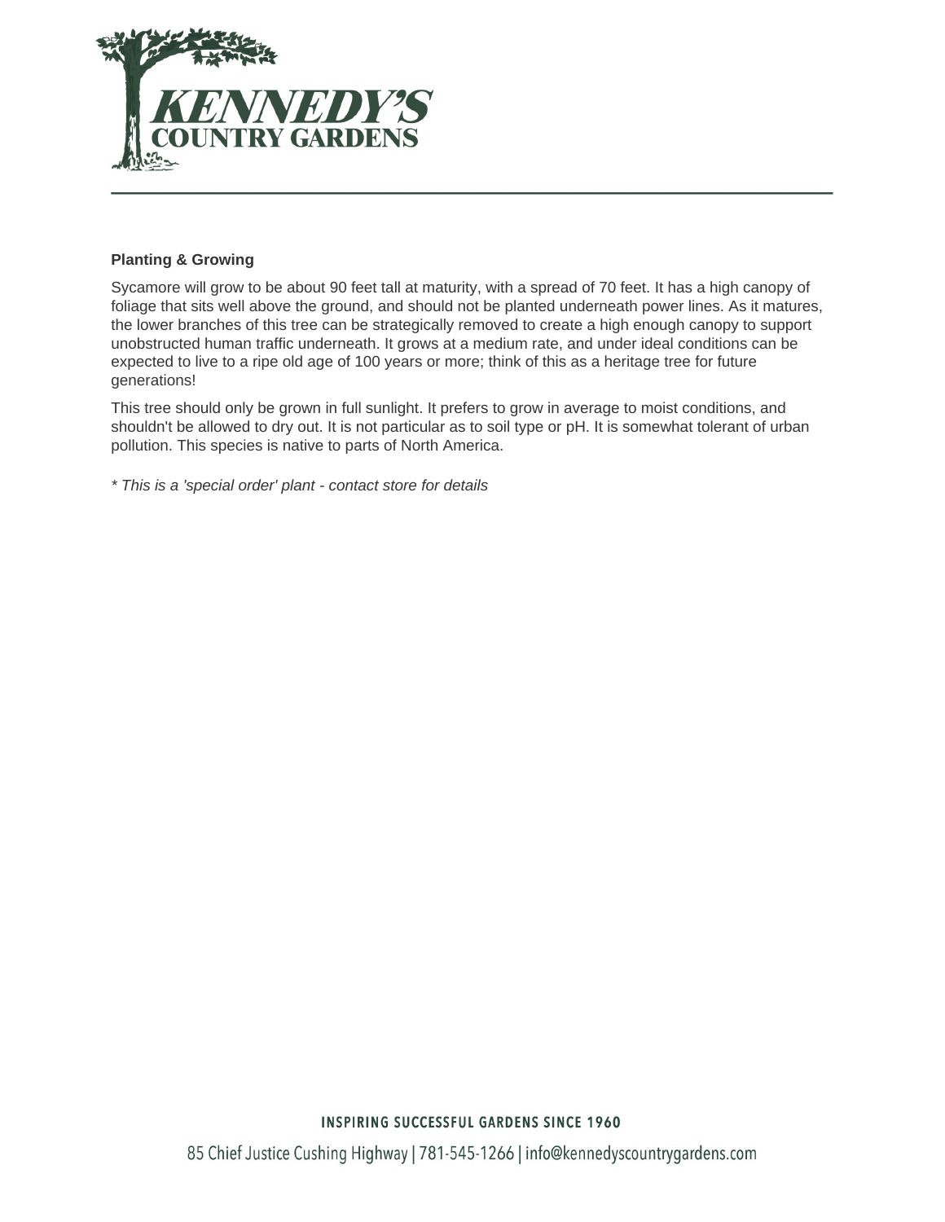### Planting & Growing

Sycamore will grow to be about 90 feet tall at maturity, with a spread of 70 feet. It has a high canopy of foliage that sits well above the ground, and should not be planted underneath power lines. As it matures, the lower branches of this tree can be strategically removed to create a high enough canopy to support unobstructed human traffic underneath. It grows at a medium rate, and under ideal conditions can be expected to live to a ripe old age of 100 years or more; think of this as a heritage tree for future generations!

This tree should only be grown in full sunlight. It prefers to grow in average to moist conditions, and shouldn't be allowed to dry out. It is not particular as to soil type or pH. It is somewhat tolerant of urban pollution. This species is native to parts of North America.

*\* This is a 'special order' plant - contact store for details*